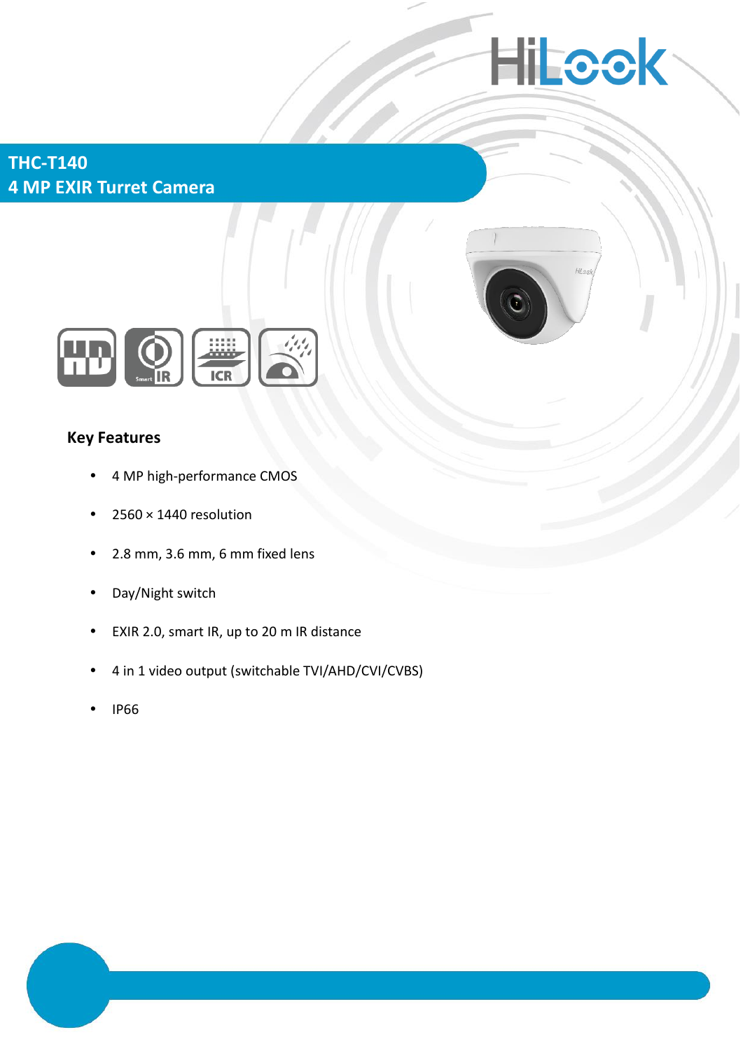# THC-T140

## 4 MP EXIR Turret Camera

### Key Features

- 4 MP high-performance CMOS
- 2560 × 1440 resolution
- 2.8 mm, 3.6 mm, 6 mm fixed lens
- Day/Night switch
- EXIR 2.0, smart IR, up to 20 m IR distance
- 4 in 1 video output (switchable TVI/AHD/CVI/CVBS)
- IP66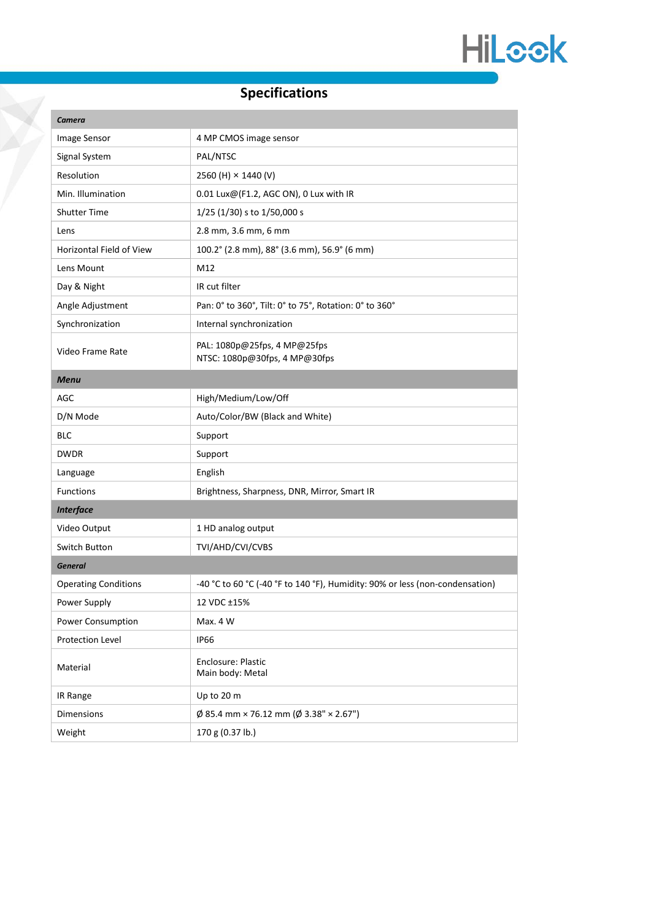## Specifications

| ***Camera*** | |
|---|---|
| Image Sensor | 4 MP CMOS image sensor |
| Signal System | PAL/NTSC |
| Resolution | 2560 (H) × 1440 (V) |
| Min. Illumination | 0.01 Lux@(F1.2, AGC ON), 0 Lux with IR |
| Shutter Time | 1/25 (1/30) s to 1/50,000 s |
| Lens | 2.8 mm, 3.6 mm, 6 mm |
| Horizontal Field of View | 100.2° (2.8 mm), 88° (3.6 mm), 56.9° (6 mm) |
| Lens Mount | M12 |
| Day & Night | IR cut filter |
| Angle Adjustment | Pan: 0° to 360°, Tilt: 0° to 75°, Rotation: 0° to 360° |
| Synchronization | Internal synchronization |
| Video Frame Rate | PAL: 1080p@25fps, 4 MP@25fps<br>NTSC: 1080p@30fps, 4 MP@30fps |
| ***Menu*** | |
| AGC | High/Medium/Low/Off |
| D/N Mode | Auto/Color/BW (Black and White) |
| BLC | Support |
| DWDR | Support |
| Language | English |
| Functions | Brightness, Sharpness, DNR, Mirror, Smart IR |
| ***Interface*** | |
| Video Output | 1 HD analog output |
| Switch Button | TVI/AHD/CVI/CVBS |
| ***General*** | |
| Operating Conditions | -40 °C to 60 °C (-40 °F to 140 °F), Humidity: 90% or less (non-condensation) |
| Power Supply | 12 VDC ±15% |
| Power Consumption | Max. 4 W |
| Protection Level | IP66 |
| Material | Enclosure: Plastic<br>Main body: Metal |
| IR Range | Up to 20 m |
| Dimensions | Ø 85.4 mm × 76.12 mm (Ø 3.38" × 2.67") |
| Weight | 170 g (0.37 lb.) |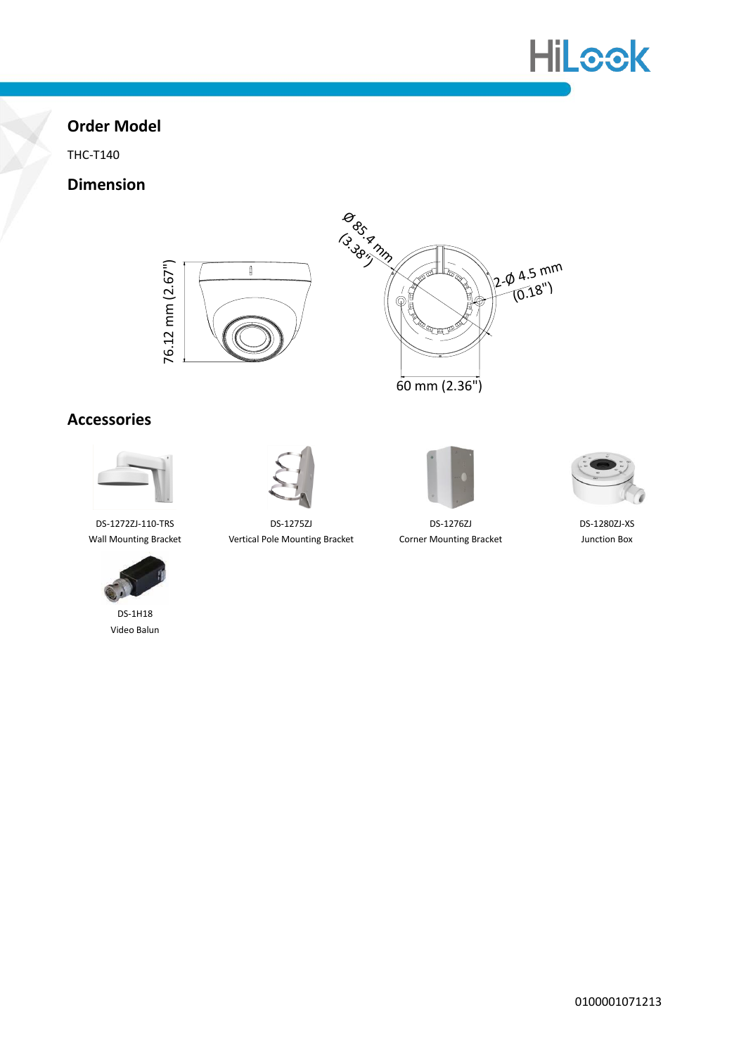## Order Model

THC-T140

## Dimension

76.12 mm (2.67")

Ø 85.4 mm (3.38")

2-Ø 4.5 mm (0.18")

60 mm (2.36")

## Accessories

DS-1272ZJ-110-TRS
Wall Mounting Bracket

DS-1275ZJ
Vertical Pole Mounting Bracket

DS-1276ZJ
Corner Mounting Bracket

DS-1280ZJ-XS
Junction Box

DS-1H18
Video Balun

0100001071213